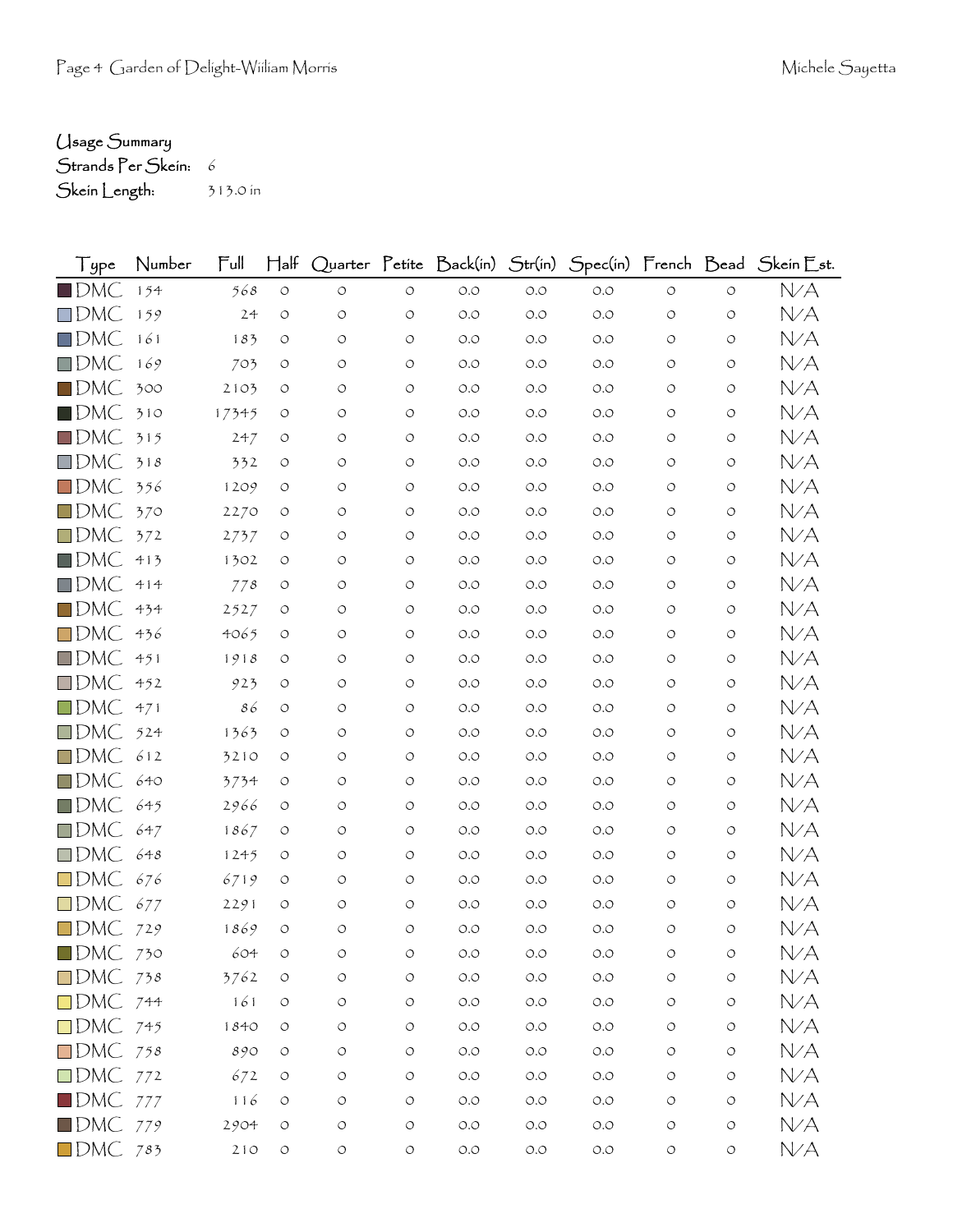Usage Summary
Strands Per Skein: 6
Skein Length: 313.0 in

| Type | Number | Full | Half | Quarter | Petite | Back(in) | Str(in) | Spec(in) | French | Bead | Skein Est. |
|---|---|---|---|---|---|---|---|---|---|---|---|
| DMC | 154 | 568 | 0 | 0 | 0 | 0.0 | 0.0 | 0.0 | 0 | 0 | N/A |
| DMC | 159 | 24 | 0 | 0 | 0 | 0.0 | 0.0 | 0.0 | 0 | 0 | N/A |
| DMC | 161 | 183 | 0 | 0 | 0 | 0.0 | 0.0 | 0.0 | 0 | 0 | N/A |
| DMC | 169 | 703 | 0 | 0 | 0 | 0.0 | 0.0 | 0.0 | 0 | 0 | N/A |
| DMC | 300 | 2103 | 0 | 0 | 0 | 0.0 | 0.0 | 0.0 | 0 | 0 | N/A |
| DMC | 310 | 17345 | 0 | 0 | 0 | 0.0 | 0.0 | 0.0 | 0 | 0 | N/A |
| DMC | 315 | 247 | 0 | 0 | 0 | 0.0 | 0.0 | 0.0 | 0 | 0 | N/A |
| DMC | 318 | 332 | 0 | 0 | 0 | 0.0 | 0.0 | 0.0 | 0 | 0 | N/A |
| DMC | 356 | 1209 | 0 | 0 | 0 | 0.0 | 0.0 | 0.0 | 0 | 0 | N/A |
| DMC | 370 | 2270 | 0 | 0 | 0 | 0.0 | 0.0 | 0.0 | 0 | 0 | N/A |
| DMC | 372 | 2737 | 0 | 0 | 0 | 0.0 | 0.0 | 0.0 | 0 | 0 | N/A |
| DMC | 413 | 1302 | 0 | 0 | 0 | 0.0 | 0.0 | 0.0 | 0 | 0 | N/A |
| DMC | 414 | 778 | 0 | 0 | 0 | 0.0 | 0.0 | 0.0 | 0 | 0 | N/A |
| DMC | 434 | 2527 | 0 | 0 | 0 | 0.0 | 0.0 | 0.0 | 0 | 0 | N/A |
| DMC | 436 | 4065 | 0 | 0 | 0 | 0.0 | 0.0 | 0.0 | 0 | 0 | N/A |
| DMC | 451 | 1918 | 0 | 0 | 0 | 0.0 | 0.0 | 0.0 | 0 | 0 | N/A |
| DMC | 452 | 923 | 0 | 0 | 0 | 0.0 | 0.0 | 0.0 | 0 | 0 | N/A |
| DMC | 471 | 86 | 0 | 0 | 0 | 0.0 | 0.0 | 0.0 | 0 | 0 | N/A |
| DMC | 524 | 1363 | 0 | 0 | 0 | 0.0 | 0.0 | 0.0 | 0 | 0 | N/A |
| DMC | 612 | 3210 | 0 | 0 | 0 | 0.0 | 0.0 | 0.0 | 0 | 0 | N/A |
| DMC | 640 | 3734 | 0 | 0 | 0 | 0.0 | 0.0 | 0.0 | 0 | 0 | N/A |
| DMC | 645 | 2966 | 0 | 0 | 0 | 0.0 | 0.0 | 0.0 | 0 | 0 | N/A |
| DMC | 647 | 1867 | 0 | 0 | 0 | 0.0 | 0.0 | 0.0 | 0 | 0 | N/A |
| DMC | 648 | 1245 | 0 | 0 | 0 | 0.0 | 0.0 | 0.0 | 0 | 0 | N/A |
| DMC | 676 | 6719 | 0 | 0 | 0 | 0.0 | 0.0 | 0.0 | 0 | 0 | N/A |
| DMC | 677 | 2291 | 0 | 0 | 0 | 0.0 | 0.0 | 0.0 | 0 | 0 | N/A |
| DMC | 729 | 1869 | 0 | 0 | 0 | 0.0 | 0.0 | 0.0 | 0 | 0 | N/A |
| DMC | 730 | 604 | 0 | 0 | 0 | 0.0 | 0.0 | 0.0 | 0 | 0 | N/A |
| DMC | 738 | 3762 | 0 | 0 | 0 | 0.0 | 0.0 | 0.0 | 0 | 0 | N/A |
| DMC | 744 | 161 | 0 | 0 | 0 | 0.0 | 0.0 | 0.0 | 0 | 0 | N/A |
| DMC | 745 | 1840 | 0 | 0 | 0 | 0.0 | 0.0 | 0.0 | 0 | 0 | N/A |
| DMC | 758 | 890 | 0 | 0 | 0 | 0.0 | 0.0 | 0.0 | 0 | 0 | N/A |
| DMC | 772 | 672 | 0 | 0 | 0 | 0.0 | 0.0 | 0.0 | 0 | 0 | N/A |
| DMC | 777 | 116 | 0 | 0 | 0 | 0.0 | 0.0 | 0.0 | 0 | 0 | N/A |
| DMC | 779 | 2904 | 0 | 0 | 0 | 0.0 | 0.0 | 0.0 | 0 | 0 | N/A |
| DMC | 783 | 210 | 0 | 0 | 0 | 0.0 | 0.0 | 0.0 | 0 | 0 | N/A |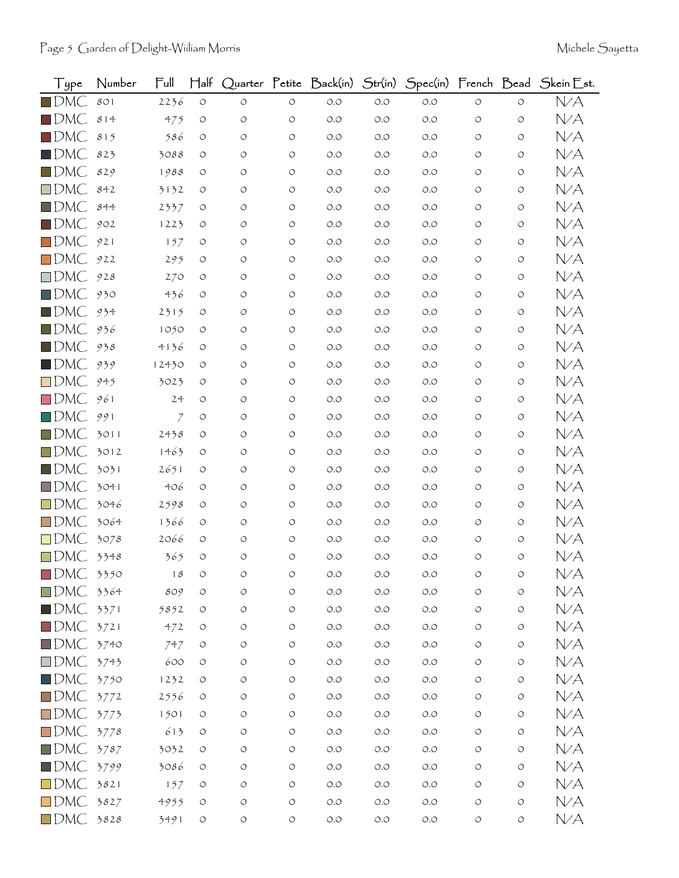| Type | Number | Full | Half | Quarter | Petite | Back(in) | Str(in) | Spec(in) | French | Bead | Skein Est. |
|---|---|---|---|---|---|---|---|---|---|---|---|
| DMC | 801 | 2236 | 0 | 0 | 0 | 0.0 | 0.0 | 0.0 | 0 | 0 | N/A |
| DMC | 814 | 475 | 0 | 0 | 0 | 0.0 | 0.0 | 0.0 | 0 | 0 | N/A |
| DMC | 815 | 586 | 0 | 0 | 0 | 0.0 | 0.0 | 0.0 | 0 | 0 | N/A |
| DMC | 823 | 3088 | 0 | 0 | 0 | 0.0 | 0.0 | 0.0 | 0 | 0 | N/A |
| DMC | 829 | 1988 | 0 | 0 | 0 | 0.0 | 0.0 | 0.0 | 0 | 0 | N/A |
| DMC | 842 | 3132 | 0 | 0 | 0 | 0.0 | 0.0 | 0.0 | 0 | 0 | N/A |
| DMC | 844 | 2337 | 0 | 0 | 0 | 0.0 | 0.0 | 0.0 | 0 | 0 | N/A |
| DMC | 902 | 1223 | 0 | 0 | 0 | 0.0 | 0.0 | 0.0 | 0 | 0 | N/A |
| DMC | 921 | 157 | 0 | 0 | 0 | 0.0 | 0.0 | 0.0 | 0 | 0 | N/A |
| DMC | 922 | 295 | 0 | 0 | 0 | 0.0 | 0.0 | 0.0 | 0 | 0 | N/A |
| DMC | 928 | 270 | 0 | 0 | 0 | 0.0 | 0.0 | 0.0 | 0 | 0 | N/A |
| DMC | 930 | 436 | 0 | 0 | 0 | 0.0 | 0.0 | 0.0 | 0 | 0 | N/A |
| DMC | 934 | 2315 | 0 | 0 | 0 | 0.0 | 0.0 | 0.0 | 0 | 0 | N/A |
| DMC | 936 | 1050 | 0 | 0 | 0 | 0.0 | 0.0 | 0.0 | 0 | 0 | N/A |
| DMC | 938 | 4136 | 0 | 0 | 0 | 0.0 | 0.0 | 0.0 | 0 | 0 | N/A |
| DMC | 939 | 12430 | 0 | 0 | 0 | 0.0 | 0.0 | 0.0 | 0 | 0 | N/A |
| DMC | 945 | 3023 | 0 | 0 | 0 | 0.0 | 0.0 | 0.0 | 0 | 0 | N/A |
| DMC | 961 | 24 | 0 | 0 | 0 | 0.0 | 0.0 | 0.0 | 0 | 0 | N/A |
| DMC | 991 | 7 | 0 | 0 | 0 | 0.0 | 0.0 | 0.0 | 0 | 0 | N/A |
| DMC | 3011 | 2438 | 0 | 0 | 0 | 0.0 | 0.0 | 0.0 | 0 | 0 | N/A |
| DMC | 3012 | 1463 | 0 | 0 | 0 | 0.0 | 0.0 | 0.0 | 0 | 0 | N/A |
| DMC | 3031 | 2651 | 0 | 0 | 0 | 0.0 | 0.0 | 0.0 | 0 | 0 | N/A |
| DMC | 3041 | 406 | 0 | 0 | 0 | 0.0 | 0.0 | 0.0 | 0 | 0 | N/A |
| DMC | 3046 | 2598 | 0 | 0 | 0 | 0.0 | 0.0 | 0.0 | 0 | 0 | N/A |
| DMC | 3064 | 1366 | 0 | 0 | 0 | 0.0 | 0.0 | 0.0 | 0 | 0 | N/A |
| DMC | 3078 | 2066 | 0 | 0 | 0 | 0.0 | 0.0 | 0.0 | 0 | 0 | N/A |
| DMC | 3348 | 365 | 0 | 0 | 0 | 0.0 | 0.0 | 0.0 | 0 | 0 | N/A |
| DMC | 3350 | 18 | 0 | 0 | 0 | 0.0 | 0.0 | 0.0 | 0 | 0 | N/A |
| DMC | 3364 | 809 | 0 | 0 | 0 | 0.0 | 0.0 | 0.0 | 0 | 0 | N/A |
| DMC | 3371 | 5852 | 0 | 0 | 0 | 0.0 | 0.0 | 0.0 | 0 | 0 | N/A |
| DMC | 3721 | 472 | 0 | 0 | 0 | 0.0 | 0.0 | 0.0 | 0 | 0 | N/A |
| DMC | 3740 | 747 | 0 | 0 | 0 | 0.0 | 0.0 | 0.0 | 0 | 0 | N/A |
| DMC | 3743 | 600 | 0 | 0 | 0 | 0.0 | 0.0 | 0.0 | 0 | 0 | N/A |
| DMC | 3750 | 1232 | 0 | 0 | 0 | 0.0 | 0.0 | 0.0 | 0 | 0 | N/A |
| DMC | 3772 | 2556 | 0 | 0 | 0 | 0.0 | 0.0 | 0.0 | 0 | 0 | N/A |
| DMC | 3773 | 1501 | 0 | 0 | 0 | 0.0 | 0.0 | 0.0 | 0 | 0 | N/A |
| DMC | 3778 | 613 | 0 | 0 | 0 | 0.0 | 0.0 | 0.0 | 0 | 0 | N/A |
| DMC | 3787 | 3032 | 0 | 0 | 0 | 0.0 | 0.0 | 0.0 | 0 | 0 | N/A |
| DMC | 3799 | 3086 | 0 | 0 | 0 | 0.0 | 0.0 | 0.0 | 0 | 0 | N/A |
| DMC | 3821 | 157 | 0 | 0 | 0 | 0.0 | 0.0 | 0.0 | 0 | 0 | N/A |
| DMC | 3827 | 4955 | 0 | 0 | 0 | 0.0 | 0.0 | 0.0 | 0 | 0 | N/A |
| DMC | 3828 | 3491 | 0 | 0 | 0 | 0.0 | 0.0 | 0.0 | 0 | 0 | N/A |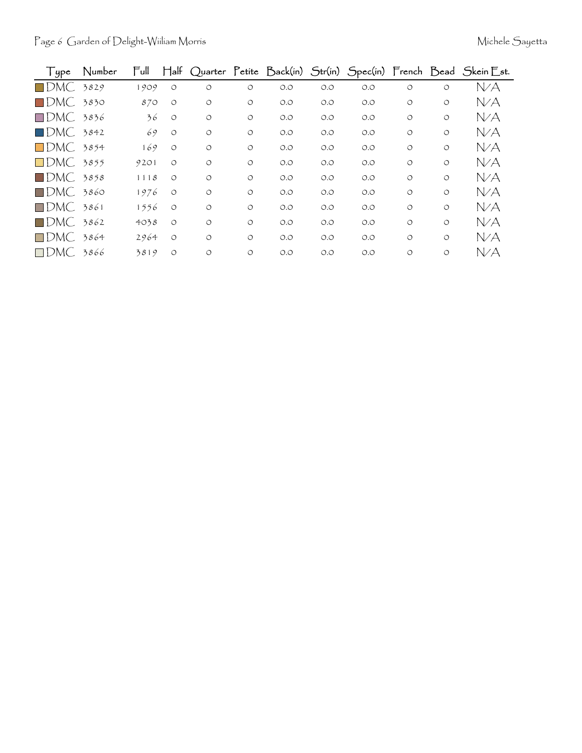| Type | Number | Full | Half | Quarter | Petite | Back(in) | Str(in) | Spec(in) | French | Bead | Skein Est. |
|---|---|---|---|---|---|---|---|---|---|---|---|
| DMC | 3829 | 1909 | 0 | 0 | 0 | 0.0 | 0.0 | 0.0 | 0 | 0 | N/A |
| DMC | 3830 | 870 | 0 | 0 | 0 | 0.0 | 0.0 | 0.0 | 0 | 0 | N/A |
| DMC | 3836 | 36 | 0 | 0 | 0 | 0.0 | 0.0 | 0.0 | 0 | 0 | N/A |
| DMC | 3842 | 69 | 0 | 0 | 0 | 0.0 | 0.0 | 0.0 | 0 | 0 | N/A |
| DMC | 3854 | 169 | 0 | 0 | 0 | 0.0 | 0.0 | 0.0 | 0 | 0 | N/A |
| DMC | 3855 | 9201 | 0 | 0 | 0 | 0.0 | 0.0 | 0.0 | 0 | 0 | N/A |
| DMC | 3858 | 1118 | 0 | 0 | 0 | 0.0 | 0.0 | 0.0 | 0 | 0 | N/A |
| DMC | 3860 | 1976 | 0 | 0 | 0 | 0.0 | 0.0 | 0.0 | 0 | 0 | N/A |
| DMC | 3861 | 1556 | 0 | 0 | 0 | 0.0 | 0.0 | 0.0 | 0 | 0 | N/A |
| DMC | 3862 | 4038 | 0 | 0 | 0 | 0.0 | 0.0 | 0.0 | 0 | 0 | N/A |
| DMC | 3864 | 2964 | 0 | 0 | 0 | 0.0 | 0.0 | 0.0 | 0 | 0 | N/A |
| DMC | 3866 | 3819 | 0 | 0 | 0 | 0.0 | 0.0 | 0.0 | 0 | 0 | N/A |